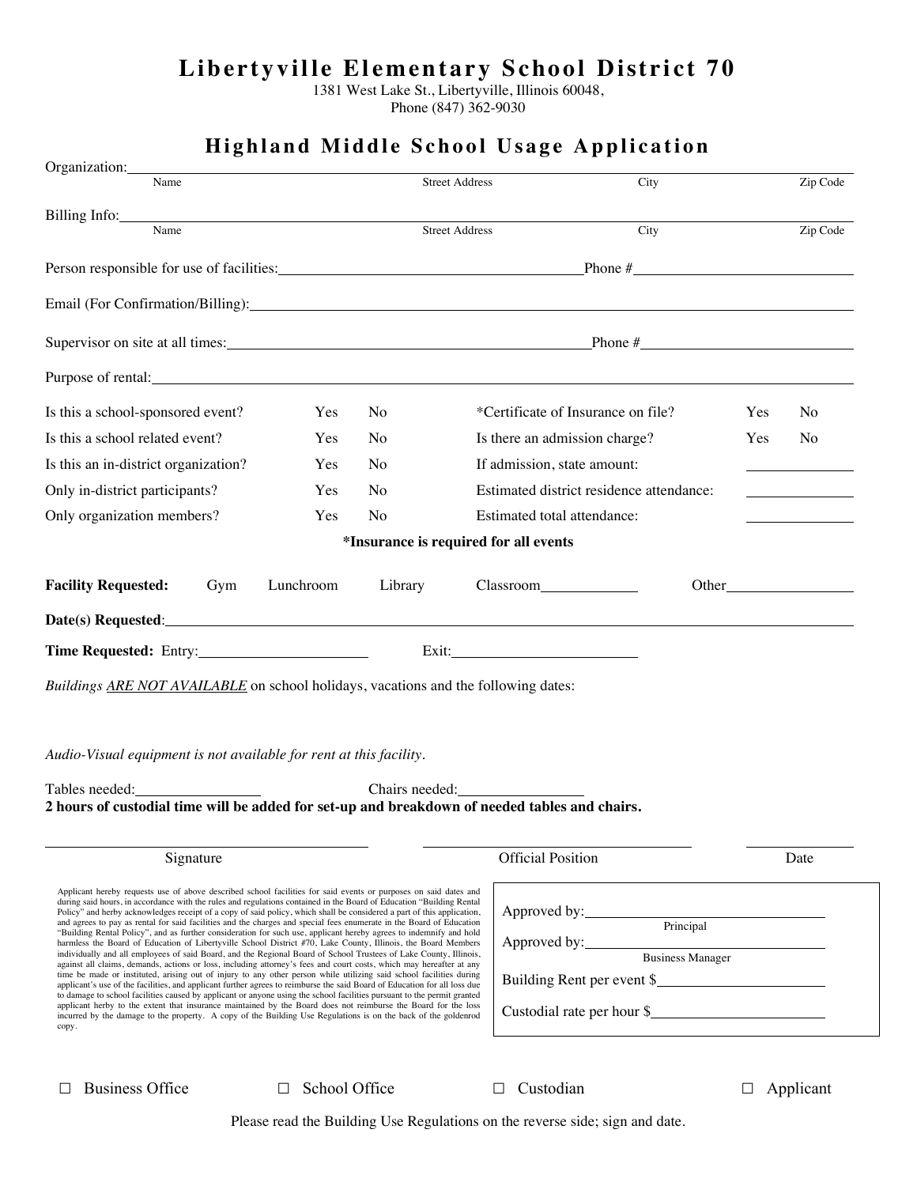# Libertyville Elementary School District 70

1381 West Lake St., Libertyville, Illinois 60048,
Phone (847) 362-9030

## Highland Middle School Usage Application

Organization: ______________________________________________________________
Name | Street Address | City | Zip Code

Billing Info: ______________________________________________________________
Name | Street Address | City | Zip Code

Person responsible for use of facilities: ______________________ Phone # ______________

Email (For Confirmation/Billing): ______________________________________________

Supervisor on site at all times: ______________________ Phone # ______________

Purpose of rental: ______________________________________________________________

| | | | | | |
|---|---|---|---|---|---|
| Is this a school-sponsored event? | Yes | No | *Certificate of Insurance on file? | Yes | No |
| Is this a school related event? | Yes | No | Is there an admission charge? | Yes | No |
| Is this an in-district organization? | Yes | No | If admission, state amount: | ________ | |
| Only in-district participants? | Yes | No | Estimated district residence attendance: | ________ | |
| Only organization members? | Yes | No | Estimated total attendance: | ________ | |

**\*Insurance is required for all events**

**Facility Requested:** Gym Lunchroom Library Classroom__________ Other__________

**Date(s) Requested**: ______________________________________________________________

**Time Requested:** Entry: ______________ Exit: ______________

*Buildings ARE NOT AVAILABLE on school holidays, vacations and the following dates:*

*Audio-Visual equipment is not available for rent at this facility.*

Tables needed: __________ Chairs needed: __________

**2 hours of custodial time will be added for set-up and breakdown of needed tables and chairs.**

______________________ ______________________ ____________
Signature | Official Position | Date

Applicant hereby requests use of above described school facilities for said events or purposes on said dates and during said hours, in accordance with the rules and regulations contained in the Board of Education "Building Rental Policy" and herby acknowledges receipt of a copy of said policy, which shall be considered a part of this application, and agrees to pay as rental for said facilities and the charges and special fees enumerate in the Board of Education "Building Rental Policy", and as further consideration for such use, applicant hereby agrees to indemnify and hold harmless the Board of Education of Libertyville School District #70, Lake County, Illinois, the Board Members individually and all employees of said Board, and the Regional Board of School Trustees of Lake County, Illinois, against all claims, demands, actions or loss, including attorney's fees and court costs, which may hereafter at any time be made or instituted, arising out of injury to any other person while utilizing said school facilities during applicant's use of the facilities, and applicant further agrees to reimburse the said Board of Education for all loss due to damage to school facilities caused by applicant or anyone using the school facilities pursuant to the permit granted applicant herby to the extent that insurance maintained by the Board does not reimburse the Board for the loss incurred by the damage to the property. A copy of the Building Use Regulations is on the back of the goldenrod copy.

Approved by: ______________________
Principal

Approved by: ______________________
Business Manager

Building Rent per event $ ______________

Custodial rate per hour $ ______________

☐ Business Office ☐ School Office ☐ Custodian ☐ Applicant

Please read the Building Use Regulations on the reverse side; sign and date.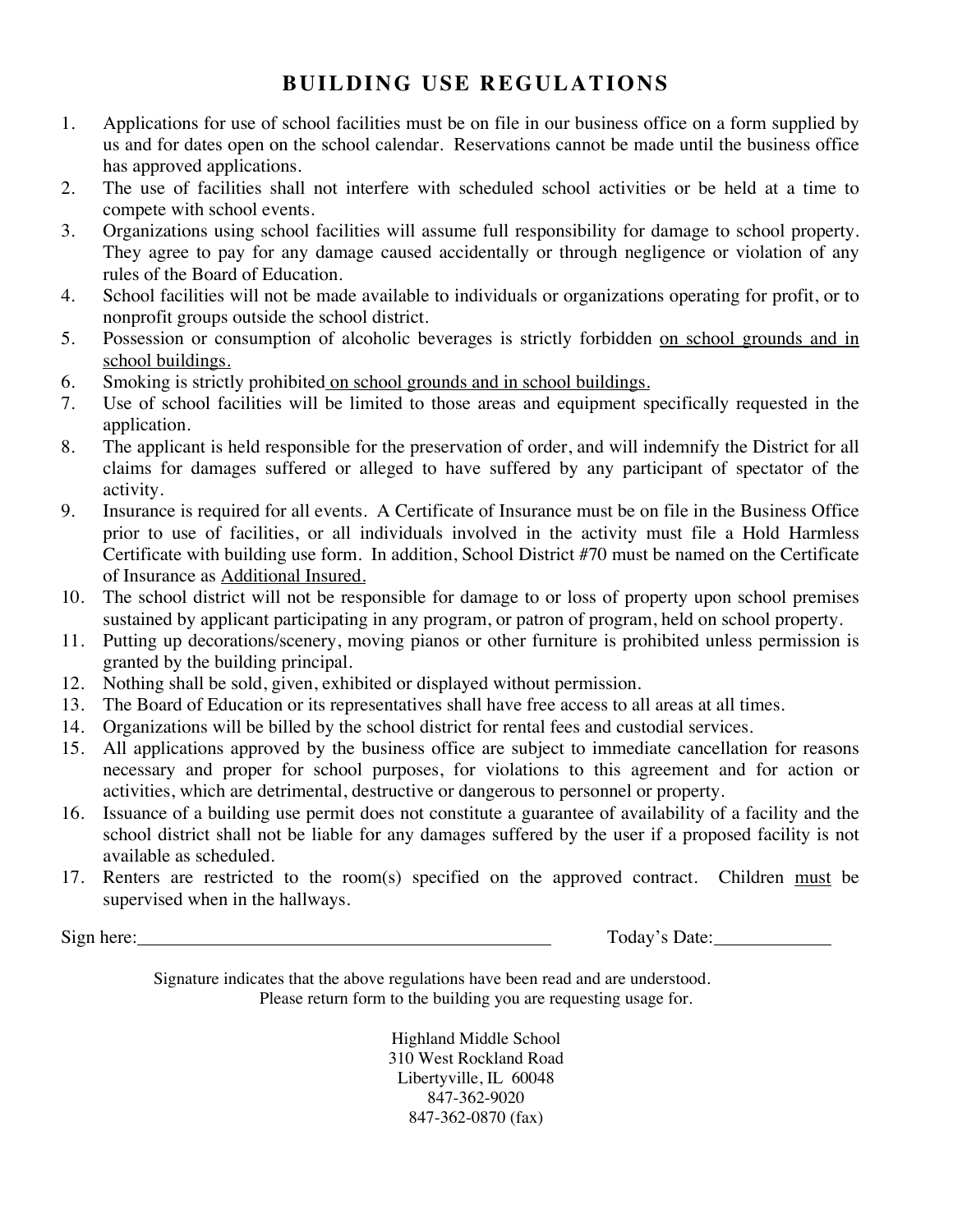# BUILDING USE REGULATIONS

1. Applications for use of school facilities must be on file in our business office on a form supplied by us and for dates open on the school calendar. Reservations cannot be made until the business office has approved applications.
2. The use of facilities shall not interfere with scheduled school activities or be held at a time to compete with school events.
3. Organizations using school facilities will assume full responsibility for damage to school property. They agree to pay for any damage caused accidentally or through negligence or violation of any rules of the Board of Education.
4. School facilities will not be made available to individuals or organizations operating for profit, or to nonprofit groups outside the school district.
5. Possession or consumption of alcoholic beverages is strictly forbidden <u>on school grounds and in school buildings.</u>
6. Smoking is strictly prohibited <u>on school grounds and in school buildings.</u>
7. Use of school facilities will be limited to those areas and equipment specifically requested in the application.
8. The applicant is held responsible for the preservation of order, and will indemnify the District for all claims for damages suffered or alleged to have suffered by any participant of spectator of the activity.
9. Insurance is required for all events. A Certificate of Insurance must be on file in the Business Office prior to use of facilities, or all individuals involved in the activity must file a Hold Harmless Certificate with building use form. In addition, School District #70 must be named on the Certificate of Insurance as <u>Additional Insured.</u>
10. The school district will not be responsible for damage to or loss of property upon school premises sustained by applicant participating in any program, or patron of program, held on school property.
11. Putting up decorations/scenery, moving pianos or other furniture is prohibited unless permission is granted by the building principal.
12. Nothing shall be sold, given, exhibited or displayed without permission.
13. The Board of Education or its representatives shall have free access to all areas at all times.
14. Organizations will be billed by the school district for rental fees and custodial services.
15. All applications approved by the business office are subject to immediate cancellation for reasons necessary and proper for school purposes, for violations to this agreement and for action or activities, which are detrimental, destructive or dangerous to personnel or property.
16. Issuance of a building use permit does not constitute a guarantee of availability of a facility and the school district shall not be liable for any damages suffered by the user if a proposed facility is not available as scheduled.
17. Renters are restricted to the room(s) specified on the approved contract. Children <u>must</u> be supervised when in the hallways.

Sign here:\_\_\_\_\_\_\_\_\_\_\_\_\_\_\_\_\_\_\_\_\_\_\_\_\_\_\_\_\_\_\_\_\_\_\_\_\_\_\_\_ Today's Date:\_\_\_\_\_\_\_\_\_\_\_\_

Signature indicates that the above regulations have been read and are understood.
Please return form to the building you are requesting usage for.

Highland Middle School
310 West Rockland Road
Libertyville, IL 60048
847-362-9020
847-362-0870 (fax)